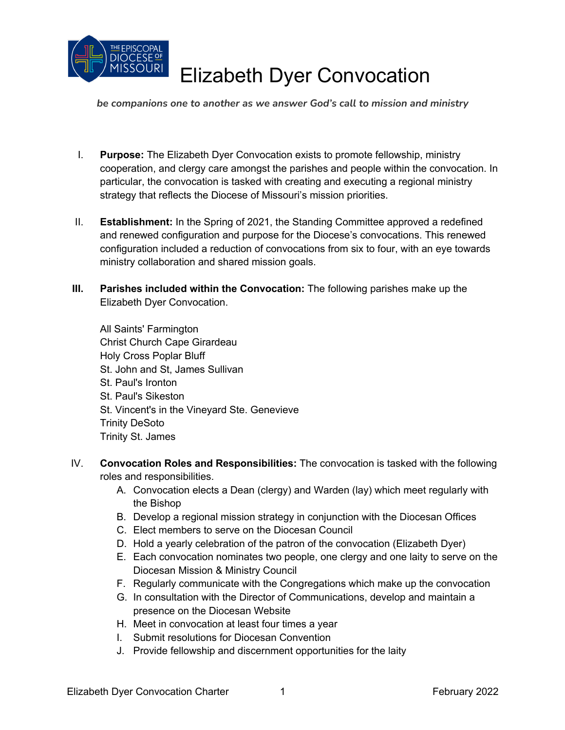# Elizabeth Dyer Convocation

*be companions one to another as we answer God's call to mission and ministry*

I. **Purpose:** The Elizabeth Dyer Convocation exists to promote fellowship, ministry cooperation, and clergy care amongst the parishes and people within the convocation. In particular, the convocation is tasked with creating and executing a regional ministry strategy that reflects the Diocese of Missouri's mission priorities.

II. **Establishment:** In the Spring of 2021, the Standing Committee approved a redefined and renewed configuration and purpose for the Diocese's convocations. This renewed configuration included a reduction of convocations from six to four, with an eye towards ministry collaboration and shared mission goals.

**III.** **Parishes included within the Convocation:** The following parishes make up the Elizabeth Dyer Convocation.

All Saints' Farmington
Christ Church Cape Girardeau
Holy Cross Poplar Bluff
St. John and St, James Sullivan
St. Paul's Ironton
St. Paul's Sikeston
St. Vincent's in the Vineyard Ste. Genevieve
Trinity DeSoto
Trinity St. James

IV. **Convocation Roles and Responsibilities:** The convocation is tasked with the following roles and responsibilities.

A. Convocation elects a Dean (clergy) and Warden (lay) which meet regularly with the Bishop
B. Develop a regional mission strategy in conjunction with the Diocesan Offices
C. Elect members to serve on the Diocesan Council
D. Hold a yearly celebration of the patron of the convocation (Elizabeth Dyer)
E. Each convocation nominates two people, one clergy and one laity to serve on the Diocesan Mission & Ministry Council
F. Regularly communicate with the Congregations which make up the convocation
G. In consultation with the Director of Communications, develop and maintain a presence on the Diocesan Website
H. Meet in convocation at least four times a year
I. Submit resolutions for Diocesan Convention
J. Provide fellowship and discernment opportunities for the laity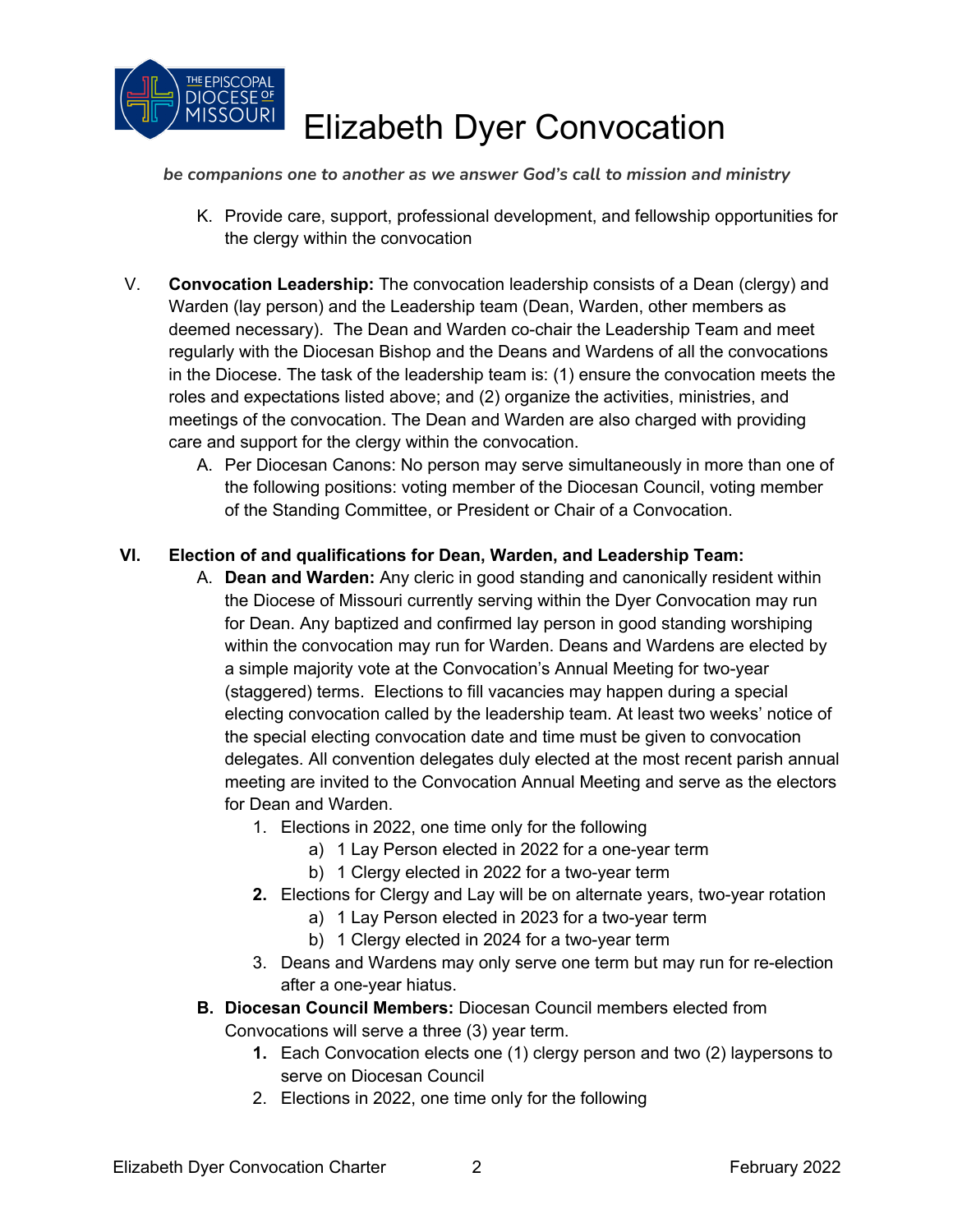K. Provide care, support, professional development, and fellowship opportunities for the clergy within the convocation

V. **Convocation Leadership:** The convocation leadership consists of a Dean (clergy) and Warden (lay person) and the Leadership team (Dean, Warden, other members as deemed necessary). The Dean and Warden co-chair the Leadership Team and meet regularly with the Diocesan Bishop and the Deans and Wardens of all the convocations in the Diocese. The task of the leadership team is: (1) ensure the convocation meets the roles and expectations listed above; and (2) organize the activities, ministries, and meetings of the convocation. The Dean and Warden are also charged with providing care and support for the clergy within the convocation.

   A. Per Diocesan Canons: No person may serve simultaneously in more than one of the following positions: voting member of the Diocesan Council, voting member of the Standing Committee, or President or Chair of a Convocation.

**VI. Election of and qualifications for Dean, Warden, and Leadership Team:**

   A. **Dean and Warden:** Any cleric in good standing and canonically resident within the Diocese of Missouri currently serving within the Dyer Convocation may run for Dean. Any baptized and confirmed lay person in good standing worshiping within the convocation may run for Warden. Deans and Wardens are elected by a simple majority vote at the Convocation's Annual Meeting for two-year (staggered) terms. Elections to fill vacancies may happen during a special electing convocation called by the leadership team. At least two weeks' notice of the special electing convocation date and time must be given to convocation delegates. All convention delegates duly elected at the most recent parish annual meeting are invited to the Convocation Annual Meeting and serve as the electors for Dean and Warden.

      1. Elections in 2022, one time only for the following
         a) 1 Lay Person elected in 2022 for a one-year term
         b) 1 Clergy elected in 2022 for a two-year term
      **2.** Elections for Clergy and Lay will be on alternate years, two-year rotation
         a) 1 Lay Person elected in 2023 for a two-year term
         b) 1 Clergy elected in 2024 for a two-year term
      3. Deans and Wardens may only serve one term but may run for re-election after a one-year hiatus.

   **B. Diocesan Council Members:** Diocesan Council members elected from Convocations will serve a three (3) year term.

      **1.** Each Convocation elects one (1) clergy person and two (2) laypersons to serve on Diocesan Council
      2. Elections in 2022, one time only for the following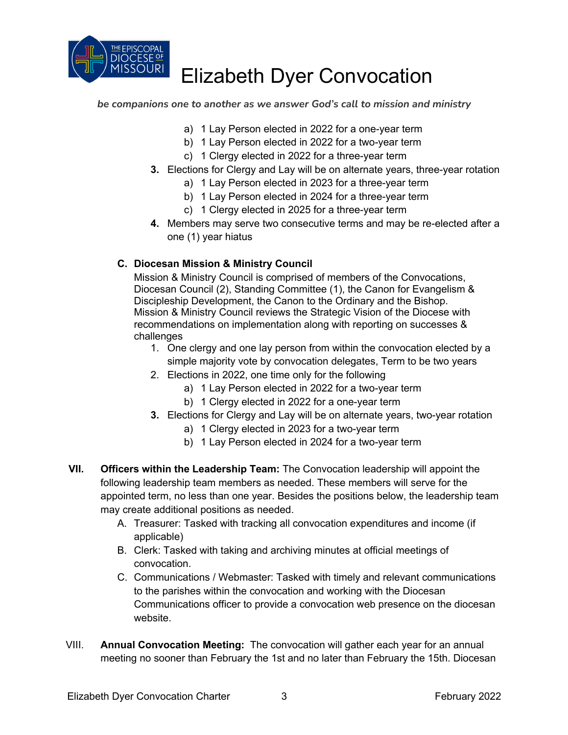a) 1 Lay Person elected in 2022 for a one-year term
b) 1 Lay Person elected in 2022 for a two-year term
c) 1 Clergy elected in 2022 for a three-year term

3. Elections for Clergy and Lay will be on alternate years, three-year rotation
   a) 1 Lay Person elected in 2023 for a three-year term
   b) 1 Lay Person elected in 2024 for a three-year term
   c) 1 Clergy elected in 2025 for a three-year term
4. Members may serve two consecutive terms and may be re-elected after a one (1) year hiatus

**C. Diocesan Mission & Ministry Council**

Mission & Ministry Council is comprised of members of the Convocations, Diocesan Council (2), Standing Committee (1), the Canon for Evangelism & Discipleship Development, the Canon to the Ordinary and the Bishop. Mission & Ministry Council reviews the Strategic Vision of the Diocese with recommendations on implementation along with reporting on successes & challenges

1. One clergy and one lay person from within the convocation elected by a simple majority vote by convocation delegates, Term to be two years
2. Elections in 2022, one time only for the following
   a) 1 Lay Person elected in 2022 for a two-year term
   b) 1 Clergy elected in 2022 for a one-year term
3. Elections for Clergy and Lay will be on alternate years, two-year rotation
   a) 1 Clergy elected in 2023 for a two-year term
   b) 1 Lay Person elected in 2024 for a two-year term

**VII. Officers within the Leadership Team:** The Convocation leadership will appoint the following leadership team members as needed. These members will serve for the appointed term, no less than one year. Besides the positions below, the leadership team may create additional positions as needed.

A. Treasurer: Tasked with tracking all convocation expenditures and income (if applicable)
B. Clerk: Tasked with taking and archiving minutes at official meetings of convocation.
C. Communications / Webmaster: Tasked with timely and relevant communications to the parishes within the convocation and working with the Diocesan Communications officer to provide a convocation web presence on the diocesan website.

VIII. **Annual Convocation Meeting:** The convocation will gather each year for an annual meeting no sooner than February the 1st and no later than February the 15th. Diocesan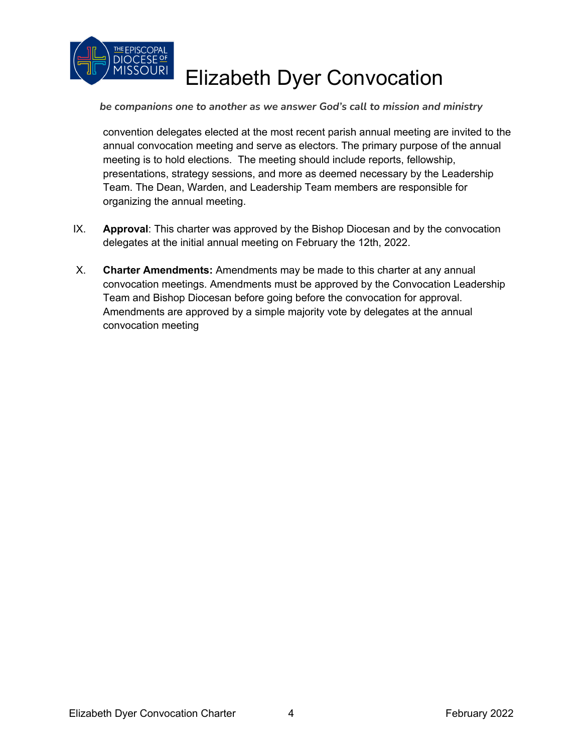convention delegates elected at the most recent parish annual meeting are invited to the annual convocation meeting and serve as electors. The primary purpose of the annual meeting is to hold elections. The meeting should include reports, fellowship, presentations, strategy sessions, and more as deemed necessary by the Leadership Team. The Dean, Warden, and Leadership Team members are responsible for organizing the annual meeting.

IX. **Approval**: This charter was approved by the Bishop Diocesan and by the convocation delegates at the initial annual meeting on February the 12th, 2022.

X. **Charter Amendments:** Amendments may be made to this charter at any annual convocation meetings. Amendments must be approved by the Convocation Leadership Team and Bishop Diocesan before going before the convocation for approval. Amendments are approved by a simple majority vote by delegates at the annual convocation meeting